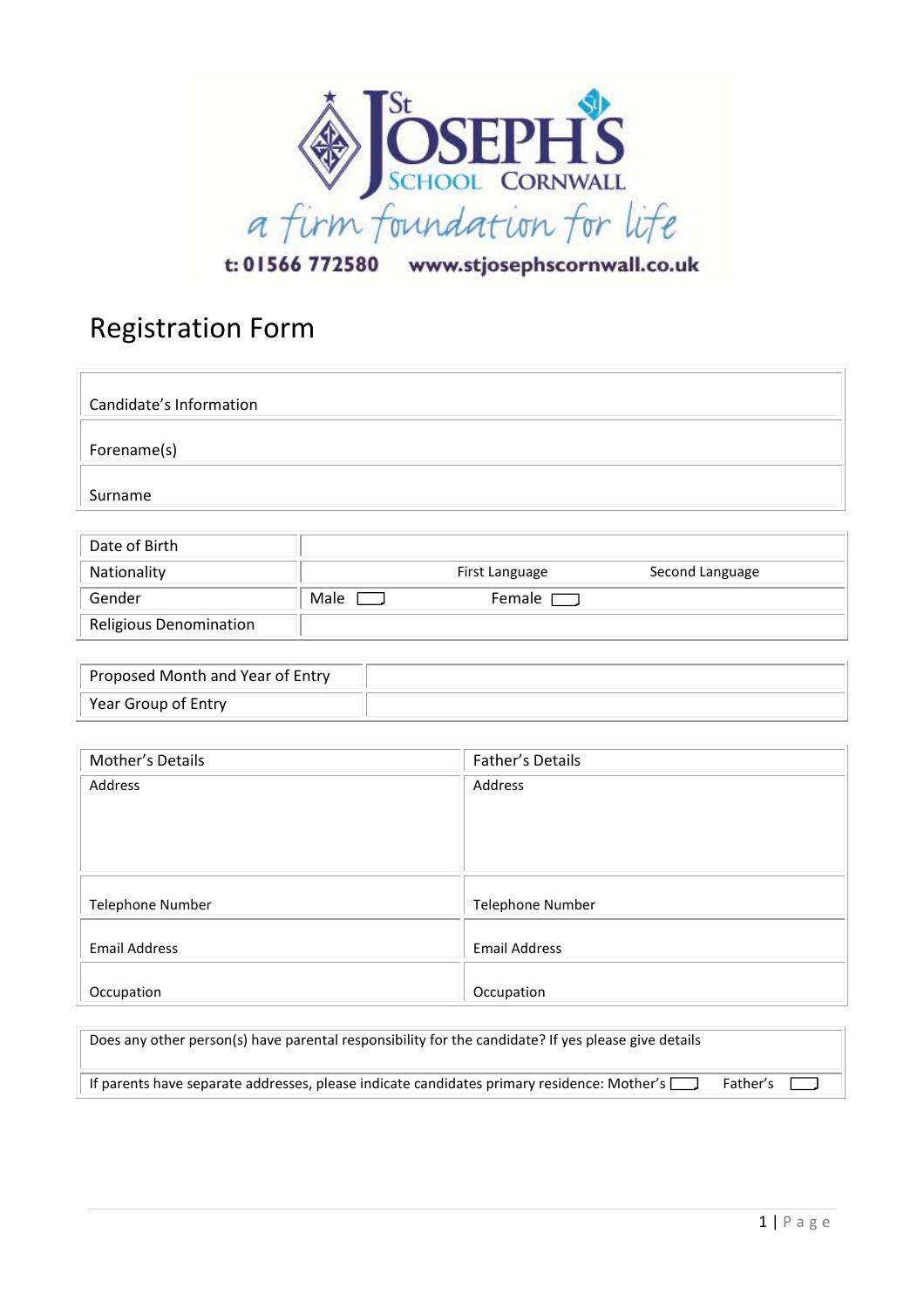St JOSEPH'S SCHOOL CORNWALL

*a firm foundation for life*

t: 01566 772580 www.stjosephscornwall.co.uk

# Registration Form

| Candidate's Information |
|---|
| Forename(s) |
| Surname |

| Date of Birth | | | |
|---|---|---|---|
| Nationality | | First Language | Second Language |
| Gender | Male ☐ | Female ☐ | |
| Religious Denomination | | | |

| Proposed Month and Year of Entry | |
|---|---|
| Year Group of Entry | |

| Mother's Details | Father's Details |
|---|---|
| Address | Address |
| Telephone Number | Telephone Number |
| Email Address | Email Address |
| Occupation | Occupation |

| Does any other person(s) have parental responsibility for the candidate? If yes please give details |
|---|
| If parents have separate addresses, please indicate candidates primary residence: Mother's ☐ Father's ☐ |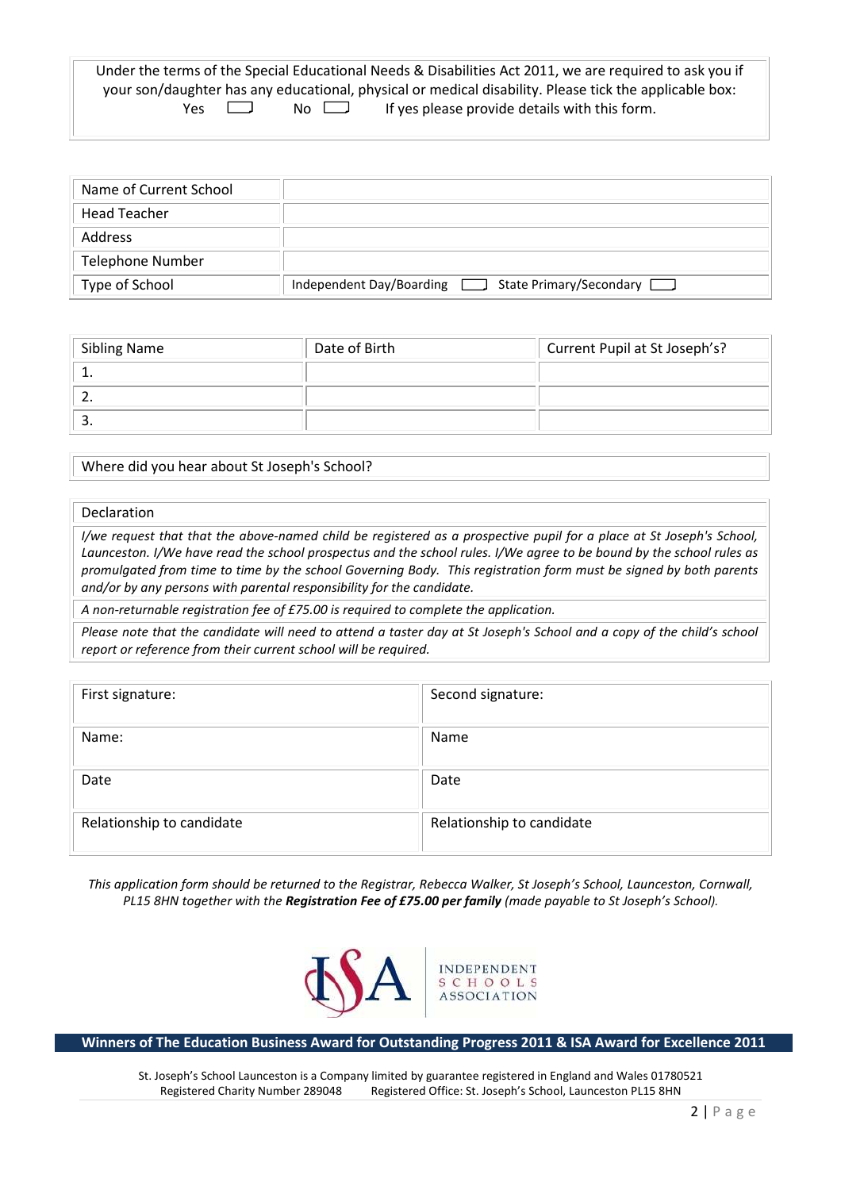Under the terms of the Special Educational Needs & Disabilities Act 2011, we are required to ask you if your son/daughter has any educational, physical or medical disability. Please tick the applicable box:

Yes ☐ No ☐ If yes please provide details with this form.

| | |
|---|---|
| Name of Current School | |
| Head Teacher | |
| Address | |
| Telephone Number | |
| Type of School | Independent Day/Boarding ☐ State Primary/Secondary ☐ |

| Sibling Name | Date of Birth | Current Pupil at St Joseph's? |
|---|---|---|
| 1. | | |
| 2. | | |
| 3. | | |

Where did you hear about St Joseph's School?

Declaration

*I/we request that that the above-named child be registered as a prospective pupil for a place at St Joseph's School, Launceston. I/We have read the school prospectus and the school rules. I/We agree to be bound by the school rules as promulgated from time to time by the school Governing Body. This registration form must be signed by both parents and/or by any persons with parental responsibility for the candidate.*

*A non-returnable registration fee of £75.00 is required to complete the application.*

*Please note that the candidate will need to attend a taster day at St Joseph's School and a copy of the child's school report or reference from their current school will be required.*

| | |
|---|---|
| First signature: | Second signature: |
| Name: | Name |
| Date | Date |
| Relationship to candidate | Relationship to candidate |

*This application form should be returned to the Registrar, Rebecca Walker, St Joseph's School, Launceston, Cornwall, PL15 8HN together with the* ***Registration Fee of £75.00 per family*** *(made payable to St Joseph's School).*

ISA INDEPENDENT SCHOOLS ASSOCIATION

**Winners of The Education Business Award for Outstanding Progress 2011 & ISA Award for Excellence 2011**

St. Joseph's School Launceston is a Company limited by guarantee registered in England and Wales 01780521
Registered Charity Number 289048 Registered Office: St. Joseph's School, Launceston PL15 8HN